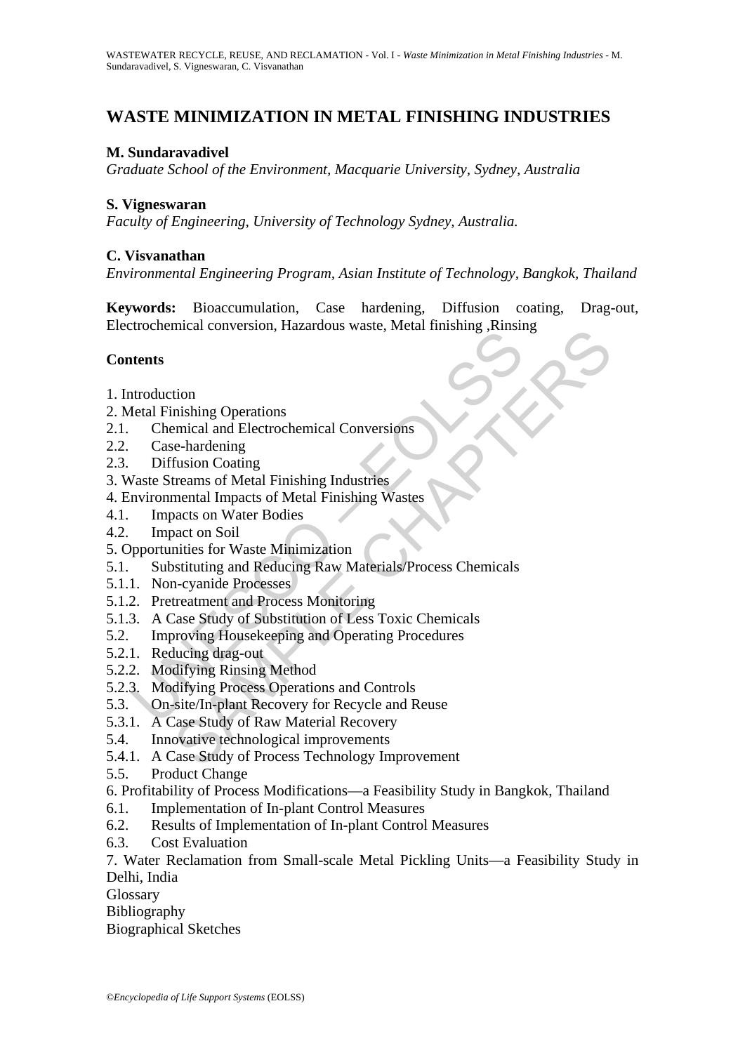# WASTE MINIMIZATION IN METAL FINISHING INDUSTRIES

**M. Sundaravadivel**
*Graduate School of the Environment, Macquarie University, Sydney, Australia*

**S. Vigneswaran**
*Faculty of Engineering, University of Technology Sydney, Australia.*

**C. Visvanathan**
*Environmental Engineering Program, Asian Institute of Technology, Bangkok, Thailand*

**Keywords:** Bioaccumulation, Case hardening, Diffusion coating, Drag-out, Electrochemical conversion, Hazardous waste, Metal finishing ,Rinsing

## Contents

1. Introduction
2. Metal Finishing Operations
2.1. Chemical and Electrochemical Conversions
2.2. Case-hardening
2.3. Diffusion Coating
3. Waste Streams of Metal Finishing Industries
4. Environmental Impacts of Metal Finishing Wastes
4.1. Impacts on Water Bodies
4.2. Impact on Soil
5. Opportunities for Waste Minimization
5.1. Substituting and Reducing Raw Materials/Process Chemicals
5.1.1. Non-cyanide Processes
5.1.2. Pretreatment and Process Monitoring
5.1.3. A Case Study of Substitution of Less Toxic Chemicals
5.2. Improving Housekeeping and Operating Procedures
5.2.1. Reducing drag-out
5.2.2. Modifying Rinsing Method
5.2.3. Modifying Process Operations and Controls
5.3. On-site/In-plant Recovery for Recycle and Reuse
5.3.1. A Case Study of Raw Material Recovery
5.4. Innovative technological improvements
5.4.1. A Case Study of Process Technology Improvement
5.5. Product Change
6. Profitability of Process Modifications—a Feasibility Study in Bangkok, Thailand
6.1. Implementation of In-plant Control Measures
6.2. Results of Implementation of In-plant Control Measures
6.3. Cost Evaluation
7. Water Reclamation from Small-scale Metal Pickling Units—a Feasibility Study in Delhi, India

Glossary
Bibliography
Biographical Sketches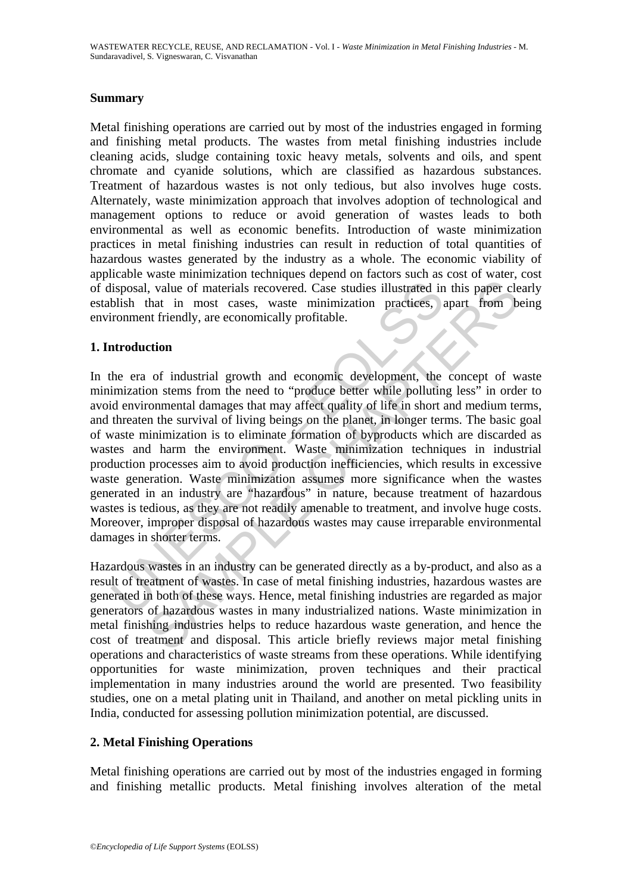## Summary

Metal finishing operations are carried out by most of the industries engaged in forming and finishing metal products. The wastes from metal finishing industries include cleaning acids, sludge containing toxic heavy metals, solvents and oils, and spent chromate and cyanide solutions, which are classified as hazardous substances. Treatment of hazardous wastes is not only tedious, but also involves huge costs. Alternately, waste minimization approach that involves adoption of technological and management options to reduce or avoid generation of wastes leads to both environmental as well as economic benefits. Introduction of waste minimization practices in metal finishing industries can result in reduction of total quantities of hazardous wastes generated by the industry as a whole. The economic viability of applicable waste minimization techniques depend on factors such as cost of water, cost of disposal, value of materials recovered. Case studies illustrated in this paper clearly establish that in most cases, waste minimization practices, apart from being environment friendly, are economically profitable.

## 1. Introduction

In the era of industrial growth and economic development, the concept of waste minimization stems from the need to "produce better while polluting less" in order to avoid environmental damages that may affect quality of life in short and medium terms, and threaten the survival of living beings on the planet, in longer terms. The basic goal of waste minimization is to eliminate formation of byproducts which are discarded as wastes and harm the environment. Waste minimization techniques in industrial production processes aim to avoid production inefficiencies, which results in excessive waste generation. Waste minimization assumes more significance when the wastes generated in an industry are "hazardous" in nature, because treatment of hazardous wastes is tedious, as they are not readily amenable to treatment, and involve huge costs. Moreover, improper disposal of hazardous wastes may cause irreparable environmental damages in shorter terms.

Hazardous wastes in an industry can be generated directly as a by-product, and also as a result of treatment of wastes. In case of metal finishing industries, hazardous wastes are generated in both of these ways. Hence, metal finishing industries are regarded as major generators of hazardous wastes in many industrialized nations. Waste minimization in metal finishing industries helps to reduce hazardous waste generation, and hence the cost of treatment and disposal. This article briefly reviews major metal finishing operations and characteristics of waste streams from these operations. While identifying opportunities for waste minimization, proven techniques and their practical implementation in many industries around the world are presented. Two feasibility studies, one on a metal plating unit in Thailand, and another on metal pickling units in India, conducted for assessing pollution minimization potential, are discussed.

## 2. Metal Finishing Operations

Metal finishing operations are carried out by most of the industries engaged in forming and finishing metallic products. Metal finishing involves alteration of the metal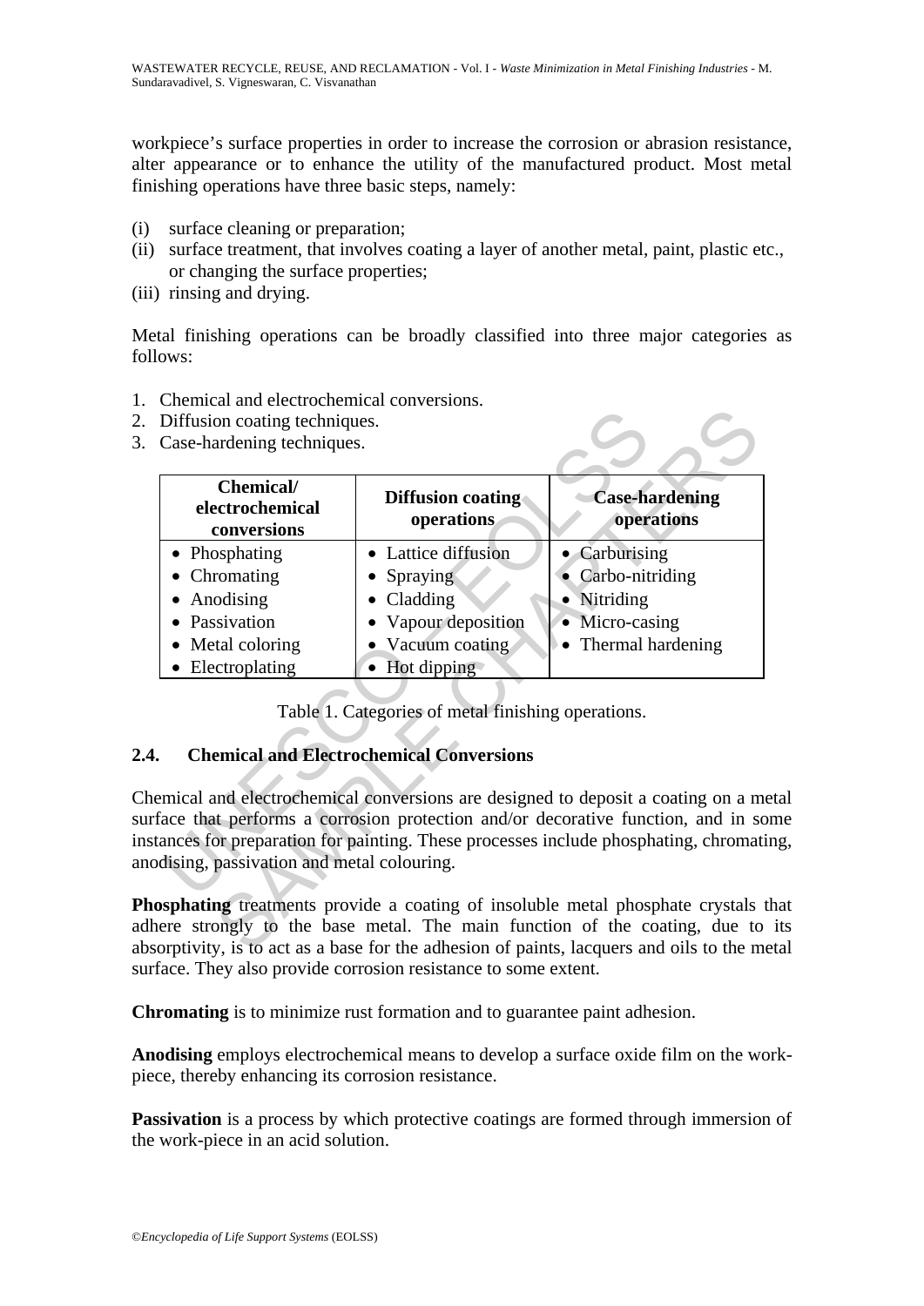workpiece's surface properties in order to increase the corrosion or abrasion resistance, alter appearance or to enhance the utility of the manufactured product. Most metal finishing operations have three basic steps, namely:

(i) surface cleaning or preparation;
(ii) surface treatment, that involves coating a layer of another metal, paint, plastic etc., or changing the surface properties;
(iii) rinsing and drying.

Metal finishing operations can be broadly classified into three major categories as follows:

1. Chemical and electrochemical conversions.
2. Diffusion coating techniques.
3. Case-hardening techniques.

| Chemical/ electrochemical conversions | Diffusion coating operations | Case-hardening operations |
|---|---|---|
| • Phosphating | • Lattice diffusion | • Carburising |
| • Chromating | • Spraying | • Carbo-nitriding |
| • Anodising | • Cladding | • Nitriding |
| • Passivation | • Vapour deposition | • Micro-casing |
| • Metal coloring | • Vacuum coating | • Thermal hardening |
| • Electroplating | • Hot dipping | |

Table 1. Categories of metal finishing operations.

### 2.4. Chemical and Electrochemical Conversions

Chemical and electrochemical conversions are designed to deposit a coating on a metal surface that performs a corrosion protection and/or decorative function, and in some instances for preparation for painting. These processes include phosphating, chromating, anodising, passivation and metal colouring.

**Phosphating** treatments provide a coating of insoluble metal phosphate crystals that adhere strongly to the base metal. The main function of the coating, due to its absorptivity, is to act as a base for the adhesion of paints, lacquers and oils to the metal surface. They also provide corrosion resistance to some extent.

**Chromating** is to minimize rust formation and to guarantee paint adhesion.

**Anodising** employs electrochemical means to develop a surface oxide film on the work-piece, thereby enhancing its corrosion resistance.

**Passivation** is a process by which protective coatings are formed through immersion of the work-piece in an acid solution.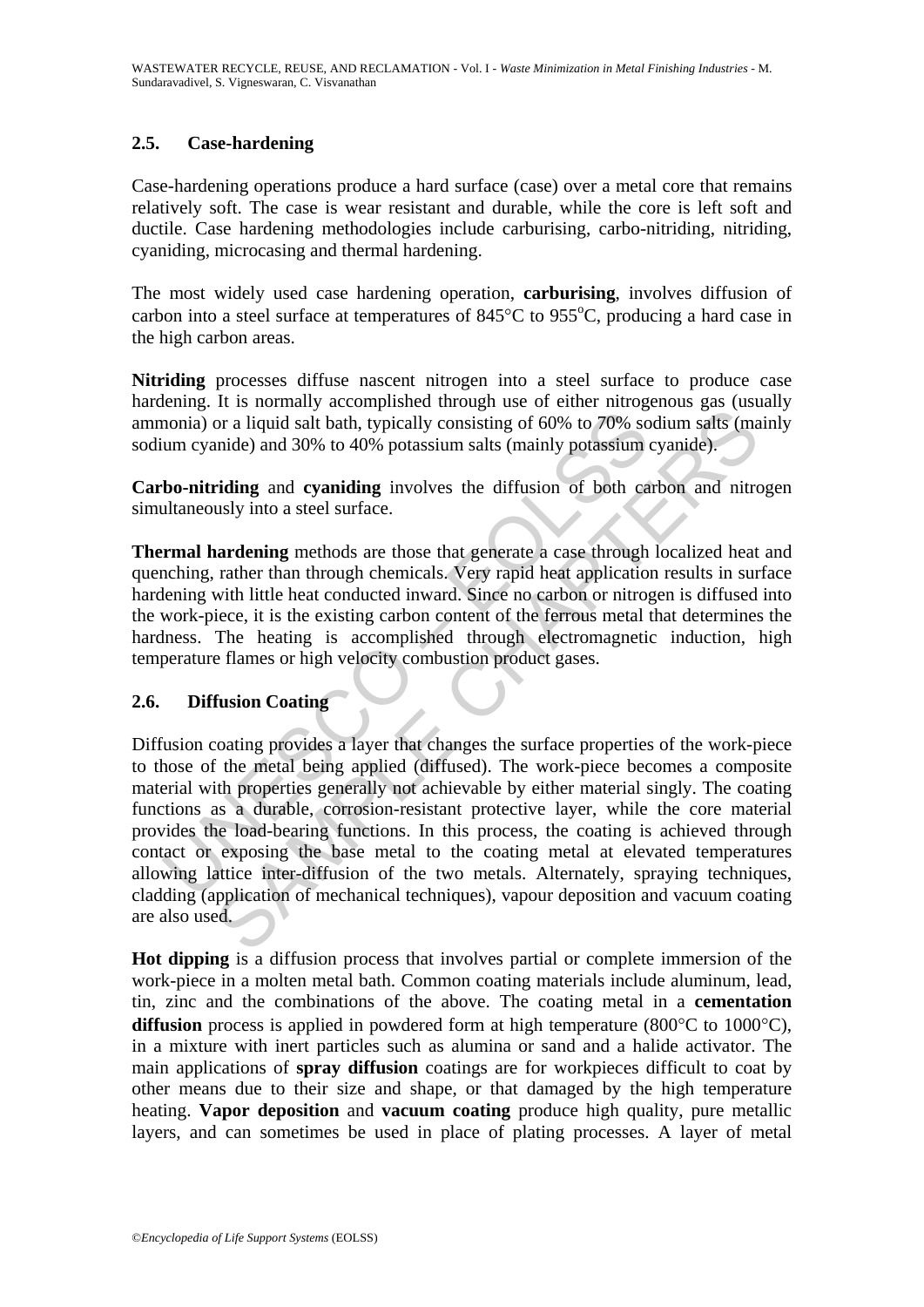### 2.5. Case-hardening

Case-hardening operations produce a hard surface (case) over a metal core that remains relatively soft. The case is wear resistant and durable, while the core is left soft and ductile. Case hardening methodologies include carburising, carbo-nitriding, nitriding, cyaniding, microcasing and thermal hardening.

The most widely used case hardening operation, **carburising**, involves diffusion of carbon into a steel surface at temperatures of 845°C to 955°C, producing a hard case in the high carbon areas.

**Nitriding** processes diffuse nascent nitrogen into a steel surface to produce case hardening. It is normally accomplished through use of either nitrogenous gas (usually ammonia) or a liquid salt bath, typically consisting of 60% to 70% sodium salts (mainly sodium cyanide) and 30% to 40% potassium salts (mainly potassium cyanide).

**Carbo-nitriding** and **cyaniding** involves the diffusion of both carbon and nitrogen simultaneously into a steel surface.

**Thermal hardening** methods are those that generate a case through localized heat and quenching, rather than through chemicals. Very rapid heat application results in surface hardening with little heat conducted inward. Since no carbon or nitrogen is diffused into the work-piece, it is the existing carbon content of the ferrous metal that determines the hardness. The heating is accomplished through electromagnetic induction, high temperature flames or high velocity combustion product gases.

### 2.6. Diffusion Coating

Diffusion coating provides a layer that changes the surface properties of the work-piece to those of the metal being applied (diffused). The work-piece becomes a composite material with properties generally not achievable by either material singly. The coating functions as a durable, corrosion-resistant protective layer, while the core material provides the load-bearing functions. In this process, the coating is achieved through contact or exposing the base metal to the coating metal at elevated temperatures allowing lattice inter-diffusion of the two metals. Alternately, spraying techniques, cladding (application of mechanical techniques), vapour deposition and vacuum coating are also used.

**Hot dipping** is a diffusion process that involves partial or complete immersion of the work-piece in a molten metal bath. Common coating materials include aluminum, lead, tin, zinc and the combinations of the above. The coating metal in a **cementation diffusion** process is applied in powdered form at high temperature (800°C to 1000°C), in a mixture with inert particles such as alumina or sand and a halide activator. The main applications of **spray diffusion** coatings are for workpieces difficult to coat by other means due to their size and shape, or that damaged by the high temperature heating. **Vapor deposition** and **vacuum coating** produce high quality, pure metallic layers, and can sometimes be used in place of plating processes. A layer of metal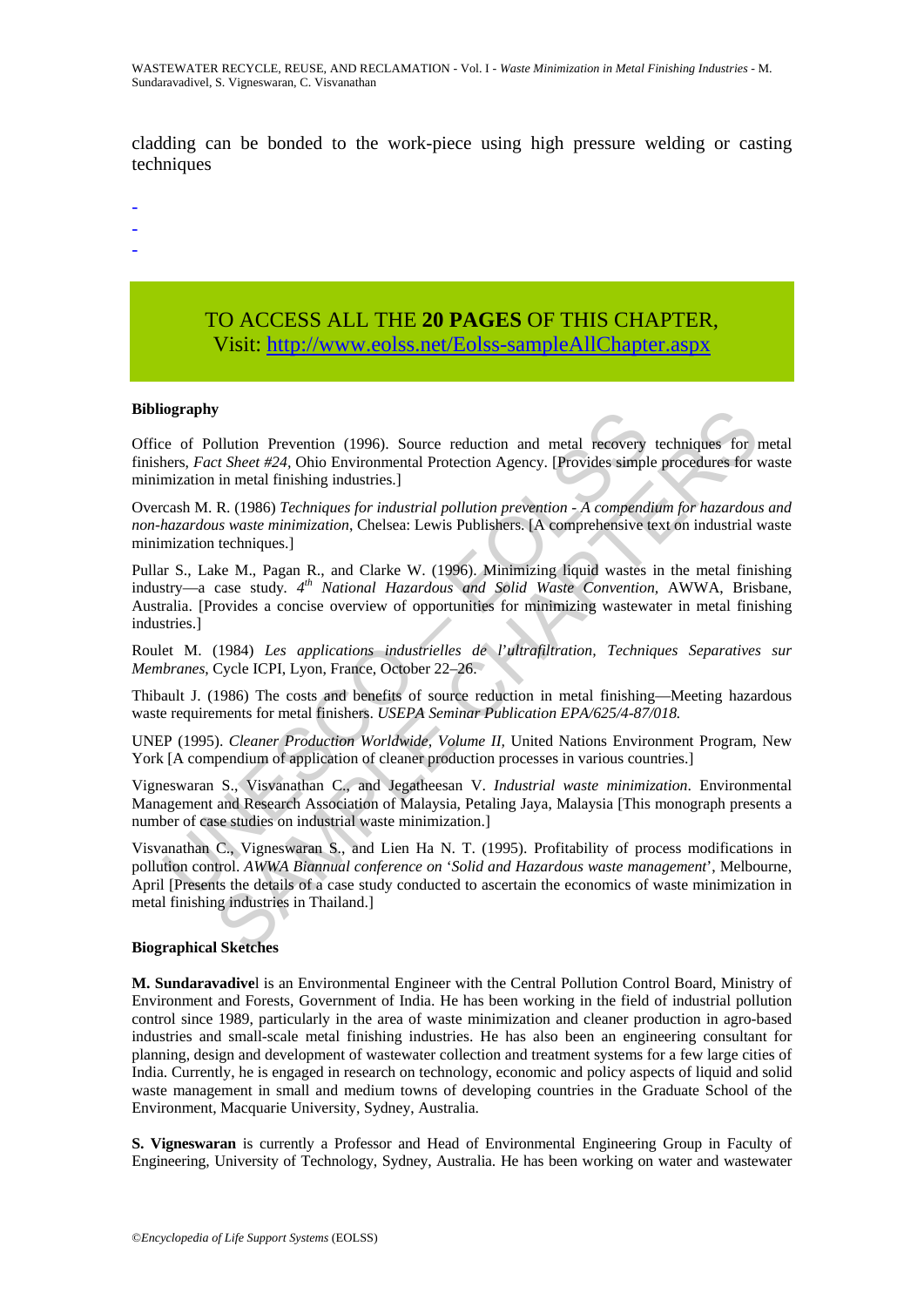cladding can be bonded to the work-piece using high pressure welding or casting techniques

-
-
-

TO ACCESS ALL THE **20 PAGES** OF THIS CHAPTER,
Visit: http://www.eolss.net/Eolss-sampleAllChapter.aspx

**Bibliography**

Office of Pollution Prevention (1996). Source reduction and metal recovery techniques for metal finishers, *Fact Sheet #24*, Ohio Environmental Protection Agency. [Provides simple procedures for waste minimization in metal finishing industries.]

Overcash M. R. (1986) *Techniques for industrial pollution prevention - A compendium for hazardous and non-hazardous waste minimization*, Chelsea: Lewis Publishers. [A comprehensive text on industrial waste minimization techniques.]

Pullar S., Lake M., Pagan R., and Clarke W. (1996). Minimizing liquid wastes in the metal finishing industry—a case study. *4th National Hazardous and Solid Waste Convention*, AWWA, Brisbane, Australia. [Provides a concise overview of opportunities for minimizing wastewater in metal finishing industries.]

Roulet M. (1984) *Les applications industrielles de l'ultrafiltration, Techniques Separatives sur Membranes*, Cycle ICPI, Lyon, France, October 22–26.

Thibault J. (1986) The costs and benefits of source reduction in metal finishing—Meeting hazardous waste requirements for metal finishers. *USEPA Seminar Publication EPA/625/4-87/018.*

UNEP (1995). *Cleaner Production Worldwide, Volume II*, United Nations Environment Program, New York [A compendium of application of cleaner production processes in various countries.]

Vigneswaran S., Visvanathan C., and Jegatheesan V. *Industrial waste minimization*. Environmental Management and Research Association of Malaysia, Petaling Jaya, Malaysia [This monograph presents a number of case studies on industrial waste minimization.]

Visvanathan C., Vigneswaran S., and Lien Ha N. T. (1995). Profitability of process modifications in pollution control. *AWWA Biannual conference on 'Solid and Hazardous waste management'*, Melbourne, April [Presents the details of a case study conducted to ascertain the economics of waste minimization in metal finishing industries in Thailand.]

**Biographical Sketches**

**M. Sundaravadivel** is an Environmental Engineer with the Central Pollution Control Board, Ministry of Environment and Forests, Government of India. He has been working in the field of industrial pollution control since 1989, particularly in the area of waste minimization and cleaner production in agro-based industries and small-scale metal finishing industries. He has also been an engineering consultant for planning, design and development of wastewater collection and treatment systems for a few large cities of India. Currently, he is engaged in research on technology, economic and policy aspects of liquid and solid waste management in small and medium towns of developing countries in the Graduate School of the Environment, Macquarie University, Sydney, Australia.

**S. Vigneswaran** is currently a Professor and Head of Environmental Engineering Group in Faculty of Engineering, University of Technology, Sydney, Australia. He has been working on water and wastewater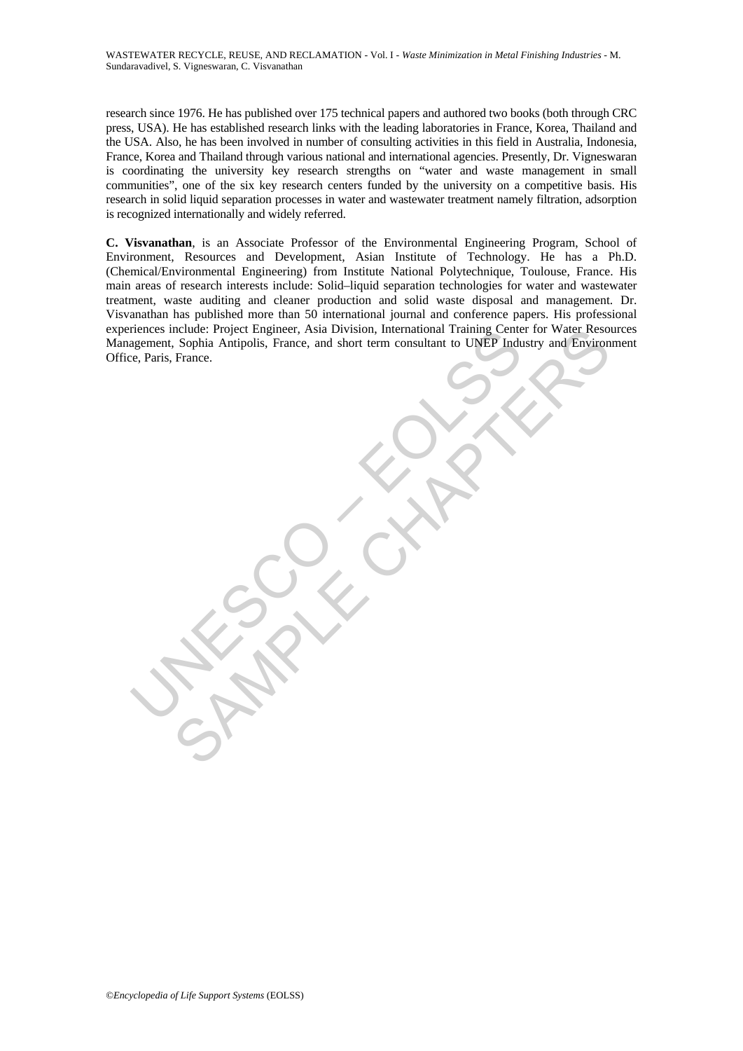research since 1976. He has published over 175 technical papers and authored two books (both through CRC press, USA). He has established research links with the leading laboratories in France, Korea, Thailand and the USA. Also, he has been involved in number of consulting activities in this field in Australia, Indonesia, France, Korea and Thailand through various national and international agencies. Presently, Dr. Vigneswaran is coordinating the university key research strengths on "water and waste management in small communities", one of the six key research centers funded by the university on a competitive basis. His research in solid liquid separation processes in water and wastewater treatment namely filtration, adsorption is recognized internationally and widely referred.

**C. Visvanathan**, is an Associate Professor of the Environmental Engineering Program, School of Environment, Resources and Development, Asian Institute of Technology. He has a Ph.D. (Chemical/Environmental Engineering) from Institute National Polytechnique, Toulouse, France. His main areas of research interests include: Solid–liquid separation technologies for water and wastewater treatment, waste auditing and cleaner production and solid waste disposal and management. Dr. Visvanathan has published more than 50 international journal and conference papers. His professional experiences include: Project Engineer, Asia Division, International Training Center for Water Resources Management, Sophia Antipolis, France, and short term consultant to UNEP Industry and Environment Office, Paris, France.